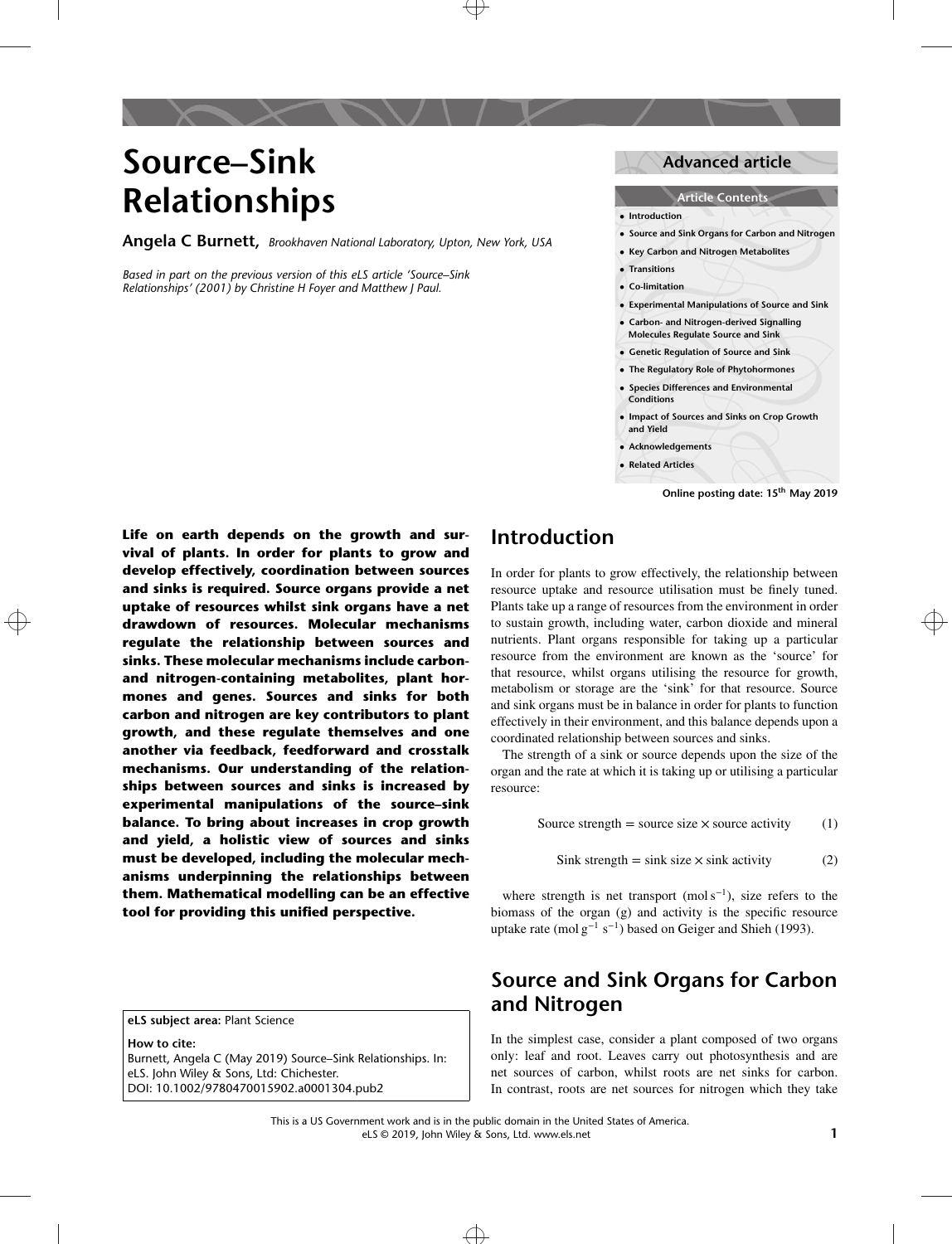# Source–Sink Relationships

**Advanced article**

**Article Contents**

- Introduction
- Source and Sink Organs for Carbon and Nitrogen
- Key Carbon and Nitrogen Metabolites
- Transitions
- Co-limitation
- Experimental Manipulations of Source and Sink
- Carbon- and Nitrogen-derived Signalling Molecules Regulate Source and Sink
- Genetic Regulation of Source and Sink
- The Regulatory Role of Phytohormones
- Species Differences and Environmental Conditions
- Impact of Sources and Sinks on Crop Growth and Yield
- Acknowledgements
- Related Articles

Online posting date: 15th May 2019

**Angela C Burnett,** *Brookhaven National Laboratory, Upton, New York, USA*

*Based in part on the previous version of this eLS article 'Source–Sink Relationships' (2001) by Christine H Foyer and Matthew J Paul.*

**Life on earth depends on the growth and survival of plants. In order for plants to grow and develop effectively, coordination between sources and sinks is required. Source organs provide a net uptake of resources whilst sink organs have a net drawdown of resources. Molecular mechanisms regulate the relationship between sources and sinks. These molecular mechanisms include carbon- and nitrogen-containing metabolites, plant hormones and genes. Sources and sinks for both carbon and nitrogen are key contributors to plant growth, and these regulate themselves and one another via feedback, feedforward and crosstalk mechanisms. Our understanding of the relationships between sources and sinks is increased by experimental manipulations of the source–sink balance. To bring about increases in crop growth and yield, a holistic view of sources and sinks must be developed, including the molecular mechanisms underpinning the relationships between them. Mathematical modelling can be an effective tool for providing this unified perspective.**

**eLS subject area:** Plant Science

**How to cite:**
Burnett, Angela C (May 2019) Source–Sink Relationships. In: eLS. John Wiley & Sons, Ltd: Chichester.
DOI: 10.1002/9780470015902.a0001304.pub2

## Introduction

In order for plants to grow effectively, the relationship between resource uptake and resource utilisation must be finely tuned. Plants take up a range of resources from the environment in order to sustain growth, including water, carbon dioxide and mineral nutrients. Plant organs responsible for taking up a particular resource from the environment are known as the 'source' for that resource, whilst organs utilising the resource for growth, metabolism or storage are the 'sink' for that resource. Source and sink organs must be in balance in order for plants to function effectively in their environment, and this balance depends upon a coordinated relationship between sources and sinks.

The strength of a sink or source depends upon the size of the organ and the rate at which it is taking up or utilising a particular resource:

$$\text{Source strength} = \text{source size} \times \text{source activity} \tag{1}$$

$$\text{Sink strength} = \text{sink size} \times \text{sink activity} \tag{2}$$

where strength is net transport ($\text{mol s}^{-1}$), size refers to the biomass of the organ (g) and activity is the specific resource uptake rate ($\text{mol g}^{-1}\ \text{s}^{-1}$) based on Geiger and Shieh (1993).

## Source and Sink Organs for Carbon and Nitrogen

In the simplest case, consider a plant composed of two organs only: leaf and root. Leaves carry out photosynthesis and are net sources of carbon, whilst roots are net sinks for carbon. In contrast, roots are net sources for nitrogen which they take

This is a US Government work and is in the public domain in the United States of America.
eLS © 2019, John Wiley & Sons, Ltd. www.els.net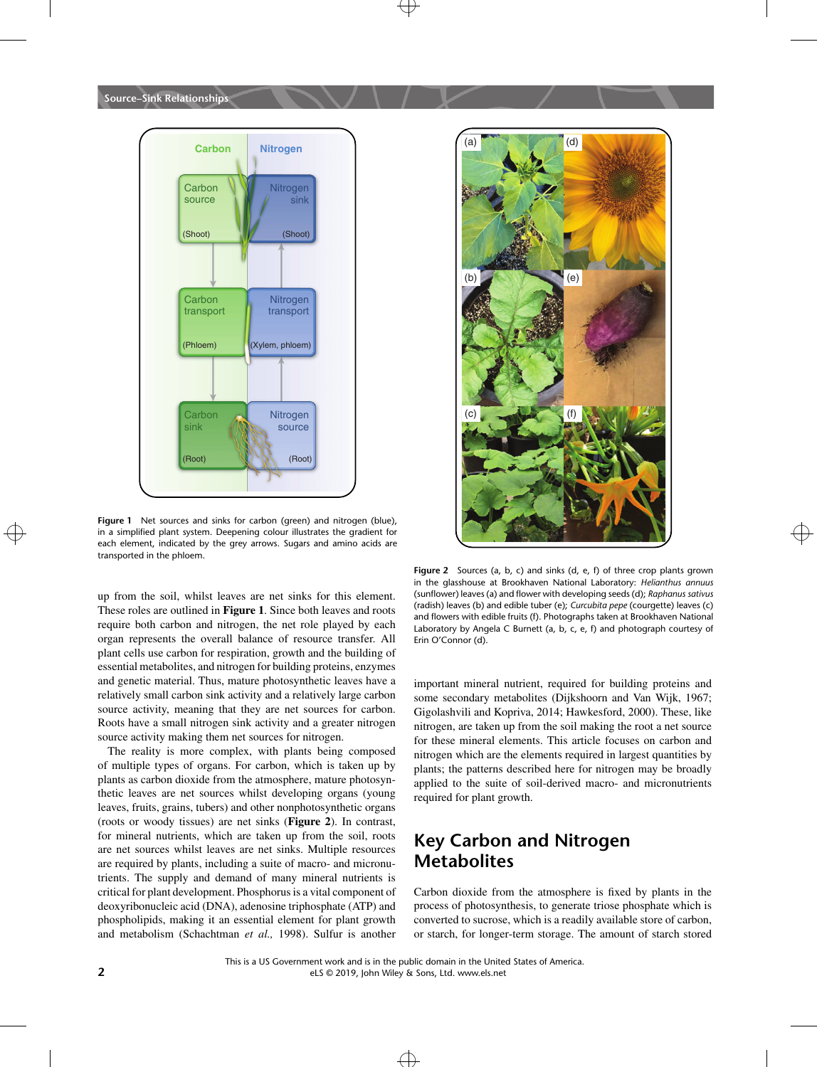Figure 1 Net sources and sinks for carbon (green) and nitrogen (blue), in a simplified plant system. Deepening colour illustrates the gradient for each element, indicated by the grey arrows. Sugars and amino acids are transported in the phloem.

Figure 2 Sources (a, b, c) and sinks (d, e, f) of three crop plants grown in the glasshouse at Brookhaven National Laboratory: *Helianthus annuus* (sunflower) leaves (a) and flower with developing seeds (d); *Raphanus sativus* (radish) leaves (b) and edible tuber (e); *Curcubita pepe* (courgette) leaves (c) and flowers with edible fruits (f). Photographs taken at Brookhaven National Laboratory by Angela C Burnett (a, b, c, e, f) and photograph courtesy of Erin O'Connor (d).

up from the soil, whilst leaves are net sinks for this element. These roles are outlined in **Figure 1**. Since both leaves and roots require both carbon and nitrogen, the net role played by each organ represents the overall balance of resource transfer. All plant cells use carbon for respiration, growth and the building of essential metabolites, and nitrogen for building proteins, enzymes and genetic material. Thus, mature photosynthetic leaves have a relatively small carbon sink activity and a relatively large carbon source activity, meaning that they are net sources for carbon. Roots have a small nitrogen sink activity and a greater nitrogen source activity making them net sources for nitrogen.

The reality is more complex, with plants being composed of multiple types of organs. For carbon, which is taken up by plants as carbon dioxide from the atmosphere, mature photosynthetic leaves are net sources whilst developing organs (young leaves, fruits, grains, tubers) and other nonphotosynthetic organs (roots or woody tissues) are net sinks (**Figure 2**). In contrast, for mineral nutrients, which are taken up from the soil, roots are net sources whilst leaves are net sinks. Multiple resources are required by plants, including a suite of macro- and micronutrients. The supply and demand of many mineral nutrients is critical for plant development. Phosphorus is a vital component of deoxyribonucleic acid (DNA), adenosine triphosphate (ATP) and phospholipids, making it an essential element for plant growth and metabolism (Schachtman *et al.,* 1998). Sulfur is another important mineral nutrient, required for building proteins and some secondary metabolites (Dijkshoorn and Van Wijk, 1967; Gigolashvili and Kopriva, 2014; Hawkesford, 2000). These, like nitrogen, are taken up from the soil making the root a net source for these mineral elements. This article focuses on carbon and nitrogen which are the elements required in largest quantities by plants; the patterns described here for nitrogen may be broadly applied to the suite of soil-derived macro- and micronutrients required for plant growth.

## Key Carbon and Nitrogen Metabolites

Carbon dioxide from the atmosphere is fixed by plants in the process of photosynthesis, to generate triose phosphate which is converted to sucrose, which is a readily available store of carbon, or starch, for longer-term storage. The amount of starch stored

This is a US Government work and is in the public domain in the United States of America.
eLS © 2019, John Wiley & Sons, Ltd. www.els.net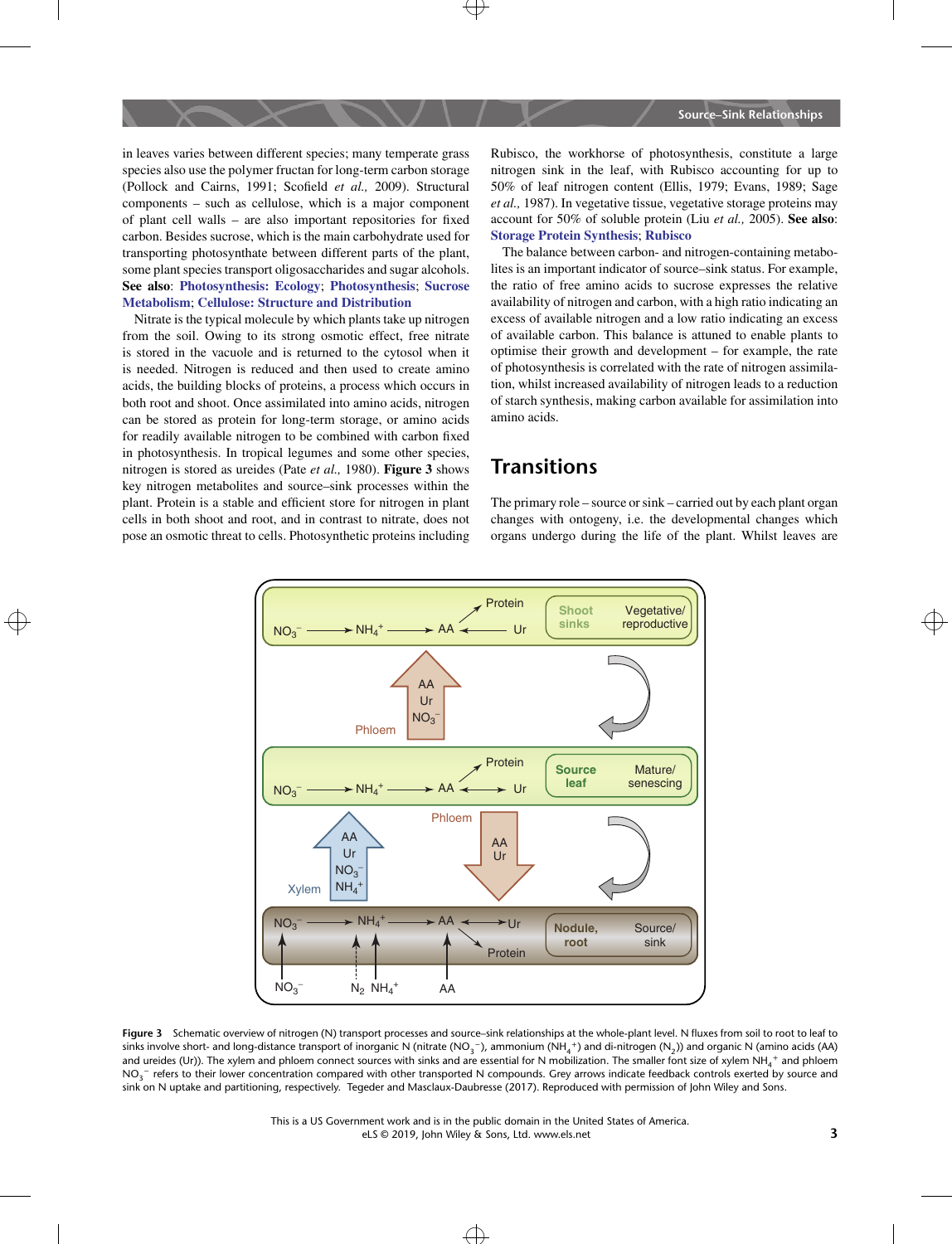in leaves varies between different species; many temperate grass species also use the polymer fructan for long-term carbon storage (Pollock and Cairns, 1991; Scofield *et al.,* 2009). Structural components – such as cellulose, which is a major component of plant cell walls – are also important repositories for fixed carbon. Besides sucrose, which is the main carbohydrate used for transporting photosynthate between different parts of the plant, some plant species transport oligosaccharides and sugar alcohols. **See also**: **Photosynthesis: Ecology**; **Photosynthesis**; **Sucrose Metabolism**; **Cellulose: Structure and Distribution**

Nitrate is the typical molecule by which plants take up nitrogen from the soil. Owing to its strong osmotic effect, free nitrate is stored in the vacuole and is returned to the cytosol when it is needed. Nitrogen is reduced and then used to create amino acids, the building blocks of proteins, a process which occurs in both root and shoot. Once assimilated into amino acids, nitrogen can be stored as protein for long-term storage, or amino acids for readily available nitrogen to be combined with carbon fixed in photosynthesis. In tropical legumes and some other species, nitrogen is stored as ureides (Pate *et al.,* 1980). **Figure 3** shows key nitrogen metabolites and source–sink processes within the plant. Protein is a stable and efficient store for nitrogen in plant cells in both shoot and root, and in contrast to nitrate, does not pose an osmotic threat to cells. Photosynthetic proteins including Rubisco, the workhorse of photosynthesis, constitute a large nitrogen sink in the leaf, with Rubisco accounting for up to 50% of leaf nitrogen content (Ellis, 1979; Evans, 1989; Sage *et al.,* 1987). In vegetative tissue, vegetative storage proteins may account for 50% of soluble protein (Liu *et al.,* 2005). **See also**: **Storage Protein Synthesis**; **Rubisco**

The balance between carbon- and nitrogen-containing metabolites is an important indicator of source–sink status. For example, the ratio of free amino acids to sucrose expresses the relative availability of nitrogen and carbon, with a high ratio indicating an excess of available nitrogen and a low ratio indicating an excess of available carbon. This balance is attuned to enable plants to optimise their growth and development – for example, the rate of photosynthesis is correlated with the rate of nitrogen assimilation, whilst increased availability of nitrogen leads to a reduction of starch synthesis, making carbon available for assimilation into amino acids.

## Transitions

The primary role – source or sink – carried out by each plant organ changes with ontogeny, i.e. the developmental changes which organs undergo during the life of the plant. Whilst leaves are

**Figure 3** Schematic overview of nitrogen (N) transport processes and source–sink relationships at the whole-plant level. N fluxes from soil to root to leaf to sinks involve short- and long-distance transport of inorganic N (nitrate ($NO_3^-$), ammonium ($NH_4^+$) and di-nitrogen ($N_2$)) and organic N (amino acids (AA) and ureides (Ur)). The xylem and phloem connect sources with sinks and are essential for N mobilization. The smaller font size of xylem $NH_4^+$ and phloem $NO_3^-$ refers to their lower concentration compared with other transported N compounds. Grey arrows indicate feedback controls exerted by source and sink on N uptake and partitioning, respectively. Tegeder and Masclaux-Daubresse (2017). Reproduced with permission of John Wiley and Sons.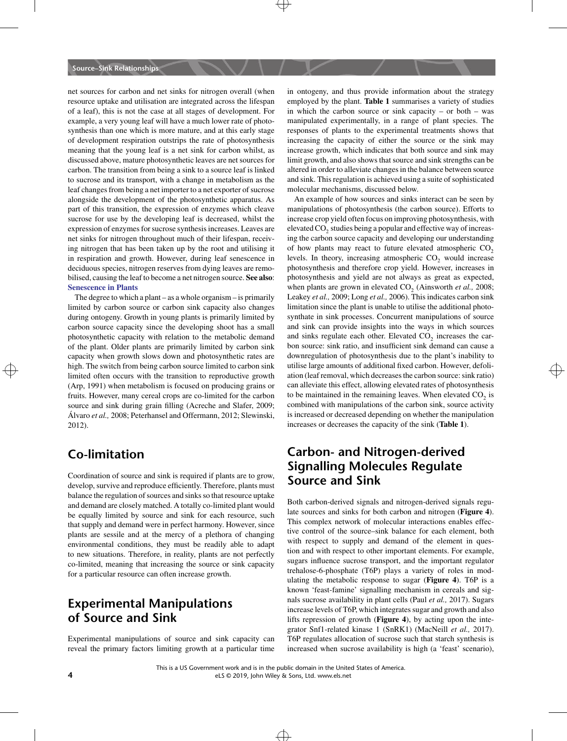net sources for carbon and net sinks for nitrogen overall (when resource uptake and utilisation are integrated across the lifespan of a leaf), this is not the case at all stages of development. For example, a very young leaf will have a much lower rate of photosynthesis than one which is more mature, and at this early stage of development respiration outstrips the rate of photosynthesis meaning that the young leaf is a net sink for carbon whilst, as discussed above, mature photosynthetic leaves are net sources for carbon. The transition from being a sink to a source leaf is linked to sucrose and its transport, with a change in metabolism as the leaf changes from being a net importer to a net exporter of sucrose alongside the development of the photosynthetic apparatus. As part of this transition, the expression of enzymes which cleave sucrose for use by the developing leaf is decreased, whilst the expression of enzymes for sucrose synthesis increases. Leaves are net sinks for nitrogen throughout much of their lifespan, receiving nitrogen that has been taken up by the root and utilising it in respiration and growth. However, during leaf senescence in deciduous species, nitrogen reserves from dying leaves are remobilised, causing the leaf to become a net nitrogen source. **See also**: Senescence in Plants

The degree to which a plant – as a whole organism – is primarily limited by carbon source or carbon sink capacity also changes during ontogeny. Growth in young plants is primarily limited by carbon source capacity since the developing shoot has a small photosynthetic capacity with relation to the metabolic demand of the plant. Older plants are primarily limited by carbon sink capacity when growth slows down and photosynthetic rates are high. The switch from being carbon source limited to carbon sink limited often occurs with the transition to reproductive growth (Arp, 1991) when metabolism is focused on producing grains or fruits. However, many cereal crops are co-limited for the carbon source and sink during grain filling (Acreche and Slafer, 2009; Álvaro *et al.,* 2008; Peterhansel and Offermann, 2012; Slewinski, 2012).

## Co-limitation

Coordination of source and sink is required if plants are to grow, develop, survive and reproduce efficiently. Therefore, plants must balance the regulation of sources and sinks so that resource uptake and demand are closely matched. A totally co-limited plant would be equally limited by source and sink for each resource, such that supply and demand were in perfect harmony. However, since plants are sessile and at the mercy of a plethora of changing environmental conditions, they must be readily able to adapt to new situations. Therefore, in reality, plants are not perfectly co-limited, meaning that increasing the source or sink capacity for a particular resource can often increase growth.

## Experimental Manipulations of Source and Sink

Experimental manipulations of source and sink capacity can reveal the primary factors limiting growth at a particular time in ontogeny, and thus provide information about the strategy employed by the plant. **Table 1** summarises a variety of studies in which the carbon source or sink capacity – or both – was manipulated experimentally, in a range of plant species. The responses of plants to the experimental treatments shows that increasing the capacity of either the source or the sink may increase growth, which indicates that both source and sink may limit growth, and also shows that source and sink strengths can be altered in order to alleviate changes in the balance between source and sink. This regulation is achieved using a suite of sophisticated molecular mechanisms, discussed below.

An example of how sources and sinks interact can be seen by manipulations of photosynthesis (the carbon source). Efforts to increase crop yield often focus on improving photosynthesis, with elevated $CO_2$ studies being a popular and effective way of increasing the carbon source capacity and developing our understanding of how plants may react to future elevated atmospheric $CO_2$ levels. In theory, increasing atmospheric $CO_2$ would increase photosynthesis and therefore crop yield. However, increases in photosynthesis and yield are not always as great as expected, when plants are grown in elevated $CO_2$ (Ainsworth *et al.,* 2008; Leakey *et al.,* 2009; Long *et al.,* 2006). This indicates carbon sink limitation since the plant is unable to utilise the additional photosynthate in sink processes. Concurrent manipulations of source and sink can provide insights into the ways in which sources and sinks regulate each other. Elevated $CO_2$ increases the carbon source: sink ratio, and insufficient sink demand can cause a downregulation of photosynthesis due to the plant's inability to utilise large amounts of additional fixed carbon. However, defoliation (leaf removal, which decreases the carbon source: sink ratio) can alleviate this effect, allowing elevated rates of photosynthesis to be maintained in the remaining leaves. When elevated $CO_2$ is combined with manipulations of the carbon sink, source activity is increased or decreased depending on whether the manipulation increases or decreases the capacity of the sink (**Table 1**).

## Carbon- and Nitrogen-derived Signalling Molecules Regulate Source and Sink

Both carbon-derived signals and nitrogen-derived signals regulate sources and sinks for both carbon and nitrogen (**Figure 4**). This complex network of molecular interactions enables effective control of the source–sink balance for each element, both with respect to supply and demand of the element in question and with respect to other important elements. For example, sugars influence sucrose transport, and the important regulator trehalose-6-phosphate (T6P) plays a variety of roles in modulating the metabolic response to sugar (**Figure 4**). T6P is a known 'feast-famine' signalling mechanism in cereals and signals sucrose availability in plant cells (Paul *et al.,* 2017). Sugars increase levels of T6P, which integrates sugar and growth and also lifts repression of growth (**Figure 4**), by acting upon the integrator Snf1-related kinase 1 (SnRK1) (MacNeill *et al.,* 2017). T6P regulates allocation of sucrose such that starch synthesis is increased when sucrose availability is high (a 'feast' scenario),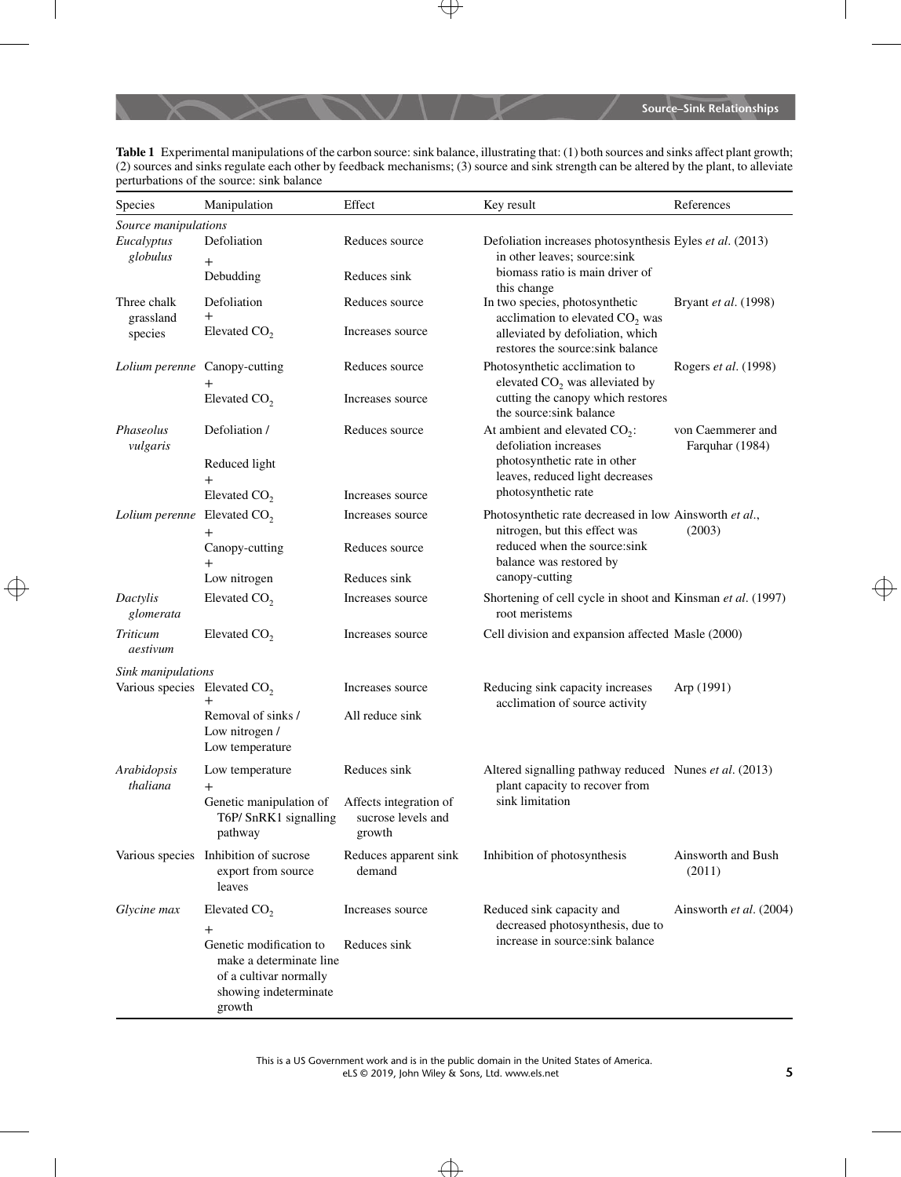**Table 1** Experimental manipulations of the carbon source: sink balance, illustrating that: (1) both sources and sinks affect plant growth; (2) sources and sinks regulate each other by feedback mechanisms; (3) source and sink strength can be altered by the plant, to alleviate perturbations of the source: sink balance

| Species | Manipulation | Effect | Key result | References |
|---|---|---|---|---|
| *Source manipulations* | | | | |
| *Eucalyptus globulus* | Defoliation + Debudding | Reduces source; Reduces sink | Defoliation increases photosynthesis in other leaves; source:sink biomass ratio is main driver of this change | Eyles *et al*. (2013) |
| Three chalk grassland species | Defoliation + Elevated $CO_2$ | Reduces source; Increases source | In two species, photosynthetic acclimation to elevated $CO_2$ was alleviated by defoliation, which restores the source:sink balance | Bryant *et al*. (1998) |
| *Lolium perenne* | Canopy-cutting + Elevated $CO_2$ | Reduces source; Increases source | Photosynthetic acclimation to elevated $CO_2$ was alleviated by cutting the canopy which restores the source:sink balance | Rogers *et al*. (1998) |
| *Phaseolus vulgaris* | Defoliation / Reduced light + Elevated $CO_2$ | Reduces source; Increases source | At ambient and elevated $CO_2$: defoliation increases photosynthetic rate in other leaves, reduced light decreases photosynthetic rate | von Caemmerer and Farquhar (1984) |
| *Lolium perenne* | Elevated $CO_2$ + Canopy-cutting + Low nitrogen | Increases source; Reduces source; Reduces sink | Photosynthetic rate decreased in low nitrogen, but this effect was reduced when the source:sink balance was restored by canopy-cutting | Ainsworth *et al*., (2003) |
| *Dactylis glomerata* | Elevated $CO_2$ | Increases source | Shortening of cell cycle in shoot and root meristems | Kinsman *et al*. (1997) |
| *Triticum aestivum* | Elevated $CO_2$ | Increases source | Cell division and expansion affected | Masle (2000) |
| *Sink manipulations* | | | | |
| Various species | Elevated $CO_2$ + Removal of sinks / Low nitrogen / Low temperature | Increases source; All reduce sink | Reducing sink capacity increases acclimation of source activity | Arp (1991) |
| *Arabidopsis thaliana* | Low temperature + Genetic manipulation of T6P/ SnRK1 signalling pathway | Reduces sink; Affects integration of sucrose levels and growth | Altered signalling pathway reduced plant capacity to recover from sink limitation | Nunes *et al*. (2013) |
| Various species | Inhibition of sucrose export from source leaves | Reduces apparent sink demand | Inhibition of photosynthesis | Ainsworth and Bush (2011) |
| *Glycine max* | Elevated $CO_2$ + Genetic modification to make a determinate line of a cultivar normally showing indeterminate growth | Increases source; Reduces sink | Reduced sink capacity and decreased photosynthesis, due to increase in source:sink balance | Ainsworth *et al*. (2004) |

This is a US Government work and is in the public domain in the United States of America.
eLS © 2019, John Wiley & Sons, Ltd. www.els.net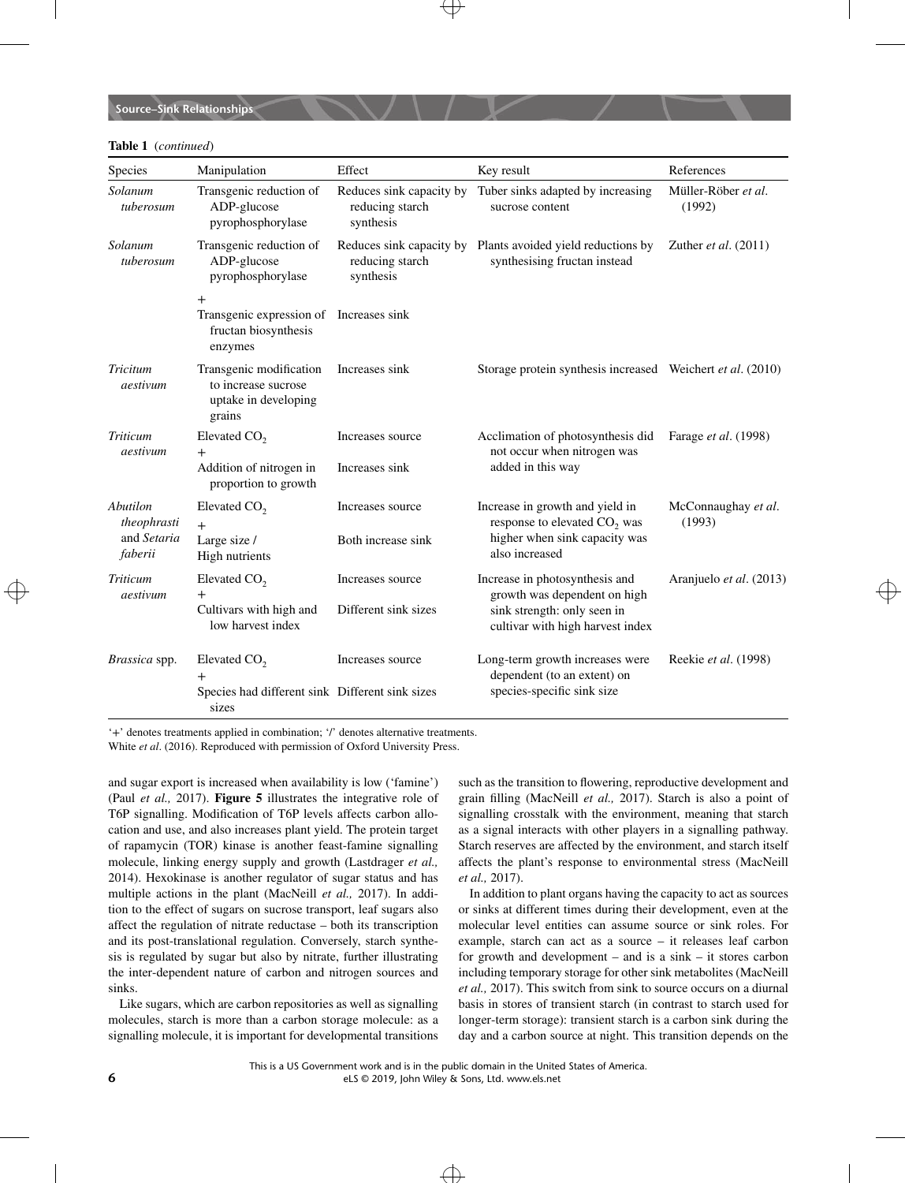**Table 1** (*continued*)

| Species | Manipulation | Effect | Key result | References |
|---|---|---|---|---|
| *Solanum tuberosum* | Transgenic reduction of ADP-glucose pyrophosphorylase | Reduces sink capacity by reducing starch synthesis | Tuber sinks adapted by increasing sucrose content | Müller-Röber *et al*. (1992) |
| *Solanum tuberosum* | Transgenic reduction of ADP-glucose pyrophosphorylase + Transgenic expression of fructan biosynthesis enzymes | Reduces sink capacity by reducing starch synthesis; Increases sink | Plants avoided yield reductions by synthesising fructan instead | Zuther *et al*. (2011) |
| *Tricitum aestivum* | Transgenic modification to increase sucrose uptake in developing grains | Increases sink | Storage protein synthesis increased | Weichert *et al*. (2010) |
| *Triticum aestivum* | Elevated $CO_2$ + Addition of nitrogen in proportion to growth | Increases source; Increases sink | Acclimation of photosynthesis did not occur when nitrogen was added in this way | Farage *et al*. (1998) |
| *Abutilon theophrasti* and *Setaria faberii* | Elevated $CO_2$ + Large size / High nutrients | Increases source; Both increase sink | Increase in growth and yield in response to elevated $CO_2$ was higher when sink capacity was also increased | McConnaughay *et al*. (1993) |
| *Triticum aestivum* | Elevated $CO_2$ + Cultivars with high and low harvest index | Increases source; Different sink sizes | Increase in photosynthesis and growth was dependent on high sink strength: only seen in cultivar with high harvest index | Aranjuelo *et al*. (2013) |
| *Brassica* spp. | Elevated $CO_2$ + Species had different sink sizes | Increases source; Different sink sizes | Long-term growth increases were dependent (to an extent) on species-specific sink size | Reekie *et al*. (1998) |

'+' denotes treatments applied in combination; '/' denotes alternative treatments.
White *et al*. (2016). Reproduced with permission of Oxford University Press.

and sugar export is increased when availability is low ('famine') (Paul *et al.,* 2017). **Figure 5** illustrates the integrative role of T6P signalling. Modification of T6P levels affects carbon allocation and use, and also increases plant yield. The protein target of rapamycin (TOR) kinase is another feast-famine signalling molecule, linking energy supply and growth (Lastdrager *et al.,* 2014). Hexokinase is another regulator of sugar status and has multiple actions in the plant (MacNeill *et al.,* 2017). In addition to the effect of sugars on sucrose transport, leaf sugars also affect the regulation of nitrate reductase – both its transcription and its post-translational regulation. Conversely, starch synthesis is regulated by sugar but also by nitrate, further illustrating the inter-dependent nature of carbon and nitrogen sources and sinks.

Like sugars, which are carbon repositories as well as signalling molecules, starch is more than a carbon storage molecule: as a signalling molecule, it is important for developmental transitions such as the transition to flowering, reproductive development and grain filling (MacNeill *et al.,* 2017). Starch is also a point of signalling crosstalk with the environment, meaning that starch as a signal interacts with other players in a signalling pathway. Starch reserves are affected by the environment, and starch itself affects the plant's response to environmental stress (MacNeill *et al.,* 2017).

In addition to plant organs having the capacity to act as sources or sinks at different times during their development, even at the molecular level entities can assume source or sink roles. For example, starch can act as a source – it releases leaf carbon for growth and development – and is a sink – it stores carbon including temporary storage for other sink metabolites (MacNeill *et al.,* 2017). This switch from sink to source occurs on a diurnal basis in stores of transient starch (in contrast to starch used for longer-term storage): transient starch is a carbon sink during the day and a carbon source at night. This transition depends on the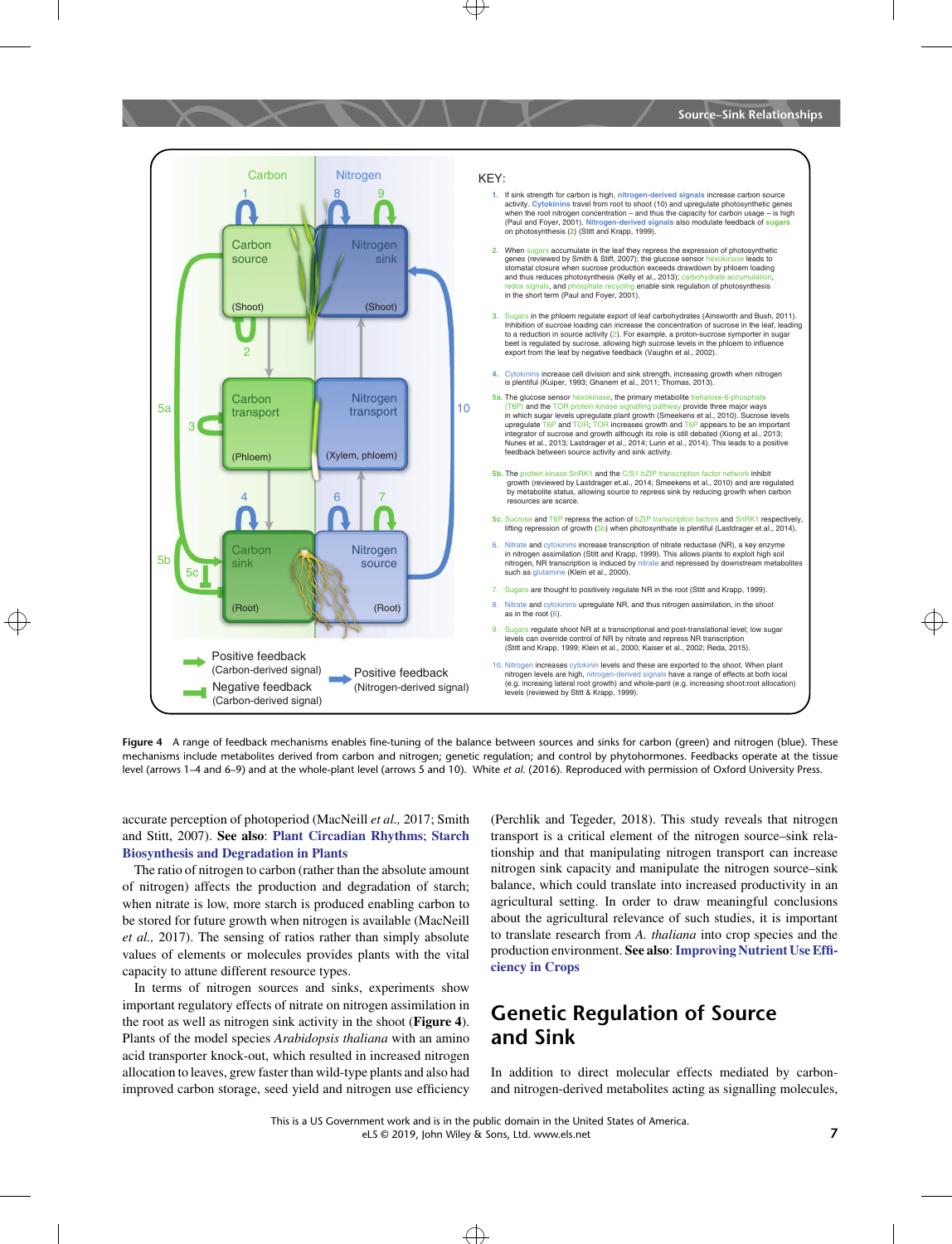KEY:

1. If sink strength for carbon is high, nitrogen-derived signals increase carbon source activity. Cytokinins travel from root to shoot (10) and upregulate photosynthetic genes when the root nitrogen concentration – and thus the capacity for carbon usage – is high (Paul and Foyer, 2001). Nitrogen-derived signals also modulate feedback of sugars on photosynthesis (2) (Stitt and Krapp, 1999).

2. When sugars accumulate in the leaf they repress the expression of photosynthetic genes (reviewed by Smith & Stitt, 2007); the glucose sensor hexokinase leads to stomatal closure when sucrose production exceeds drawdown by phloem loading and thus reduces photosynthesis (Kelly et al., 2013); carbohydrate accumulation, redox signals, and phosphate recycling enable sink regulation of photosynthesis in the short term (Paul and Foyer, 2001).

3. Sugars in the phloem regulate export of leaf carbohydrates (Ainsworth and Bush, 2011). Inhibition of sucrose loading can increase the concentration of sucrose in the leaf, leading to a reduction in source activity (2). For example, a proton-sucrose symporter in sugar beet is regulated by sucrose, allowing high sucrose levels in the phloem to influence export from the leaf by negative feedback (Vaughn et al., 2002).

4. Cytokinins increase cell division and sink strength, increasing growth when nitrogen is plentiful (Kuiper, 1993; Ghanem et al., 2011; Thomas, 2013).

5a. The glucose sensor hexokinase, the primary metabolite trehalose-6-phosphate (T6P) and the TOR protein kinase signalling pathway provide three major ways in which sugar levels upregulate plant growth (Smeekens et al., 2010). Sucrose levels upregulate T6P and TOR; TOR increases growth and T6P appears to be an important integrator of sucrose and growth although its role is still debated (Xiong et al., 2013; Nunes et al., 2013; Lastdrager et al., 2014; Lunn et al., 2014). This leads to a positive feedback between source activity and sink activity.

5b. The protein kinase SnRK1 and the C/S1 bZIP transcription factor network inhibit growth (reviewed by Lastdrager et.al., 2014; Smeekens et al., 2010) and are regulated by metabolite status, allowing source to repress sink by reducing growth when carbon resources are scarce.

5c. Sucrose and T6P repress the action of bZIP transcription factors and SnRK1 respectively, lifting repression of growth (5b) when photosynthate is plentiful (Lastdrager et al., 2014).

6. Nitrate and cytokinins increase transcription of nitrate reductase (NR), a key enzyme in nitrogen assimilation (Stitt and Krapp, 1999). This allows plants to exploit high soil nitrogen, NR transcription is induced by nitrate and repressed by downstream metabolites such as glutamine (Klein et al., 2000).

7. Sugars are thought to positively regulate NR in the root (Stitt and Krapp, 1999).

8. Nitrate and cytokinins upregulate NR, and thus nitrogen assimilation, in the shoot as in the root (6).

9. Sugars regulate shoot NR at a transcriptional and post-translational level; low sugar levels can override control of NR by nitrate and repress NR transcription (Stitt and Krapp, 1999; Klein et al., 2000; Kaiser et al., 2002; Reda, 2015).

10. Nitrogen increases cytokinin levels and these are exported to the shoot. When plant nitrogen levels are high, nitrogen-derived signals have a range of effects at both local (e.g. increasing lateral root growth) and whole-plant (e.g. increasing shoot:root allocation) levels (reviewed by Stitt & Krapp, 1999).

**Figure 4** A range of feedback mechanisms enables fine-tuning of the balance between sources and sinks for carbon (green) and nitrogen (blue). These mechanisms include metabolites derived from carbon and nitrogen; genetic regulation; and control by phytohormones. Feedbacks operate at the tissue level (arrows 1–4 and 6–9) and at the whole-plant level (arrows 5 and 10). White *et al.* (2016). Reproduced with permission of Oxford University Press.

accurate perception of photoperiod (MacNeill *et al.*, 2017; Smith and Stitt, 2007). **See also**: **Plant Circadian Rhythms**; **Starch Biosynthesis and Degradation in Plants**

The ratio of nitrogen to carbon (rather than the absolute amount of nitrogen) affects the production and degradation of starch; when nitrate is low, more starch is produced enabling carbon to be stored for future growth when nitrogen is available (MacNeill *et al.*, 2017). The sensing of ratios rather than simply absolute values of elements or molecules provides plants with the vital capacity to attune different resource types.

In terms of nitrogen sources and sinks, experiments show important regulatory effects of nitrate on nitrogen assimilation in the root as well as nitrogen sink activity in the shoot (**Figure 4**). Plants of the model species *Arabidopsis thaliana* with an amino acid transporter knock-out, which resulted in increased nitrogen allocation to leaves, grew faster than wild-type plants and also had improved carbon storage, seed yield and nitrogen use efficiency (Perchlik and Tegeder, 2018). This study reveals that nitrogen transport is a critical element of the nitrogen source–sink relationship and that manipulating nitrogen transport can increase nitrogen sink capacity and manipulate the nitrogen source–sink balance, which could translate into increased productivity in an agricultural setting. In order to draw meaningful conclusions about the agricultural relevance of such studies, it is important to translate research from *A. thaliana* into crop species and the production environment. **See also**: **Improving Nutrient Use Efficiency in Crops**

## Genetic Regulation of Source and Sink

In addition to direct molecular effects mediated by carbon- and nitrogen-derived metabolites acting as signalling molecules,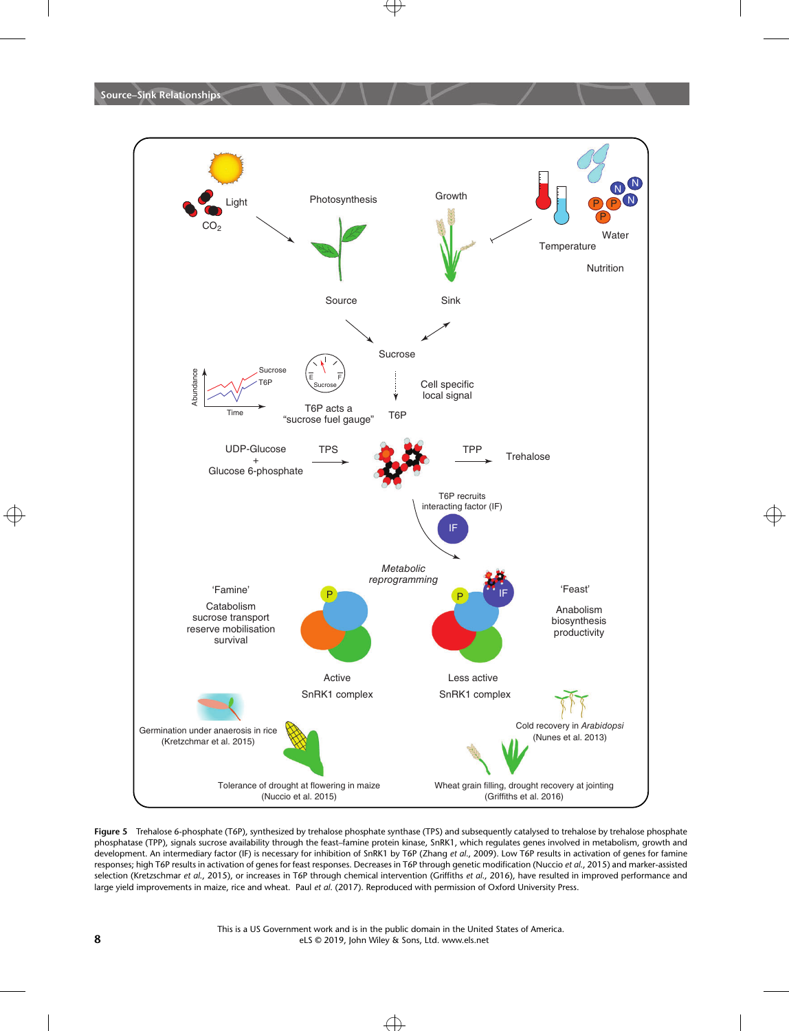**Figure 5** Trehalose 6-phosphate (T6P), synthesized by trehalose phosphate synthase (TPS) and subsequently catalysed to trehalose by trehalose phosphate phosphatase (TPP), signals sucrose availability through the feast–famine protein kinase, SnRK1, which regulates genes involved in metabolism, growth and development. An intermediary factor (IF) is necessary for inhibition of SnRK1 by T6P (Zhang *et al.*, 2009). Low T6P results in activation of genes for famine responses; high T6P results in activation of genes for feast responses. Decreases in T6P through genetic modification (Nuccio *et al.*, 2015) and marker-assisted selection (Kretzschmar *et al.*, 2015), or increases in T6P through chemical intervention (Griffiths *et al.*, 2016), have resulted in improved performance and large yield improvements in maize, rice and wheat. Paul *et al.* (2017). Reproduced with permission of Oxford University Press.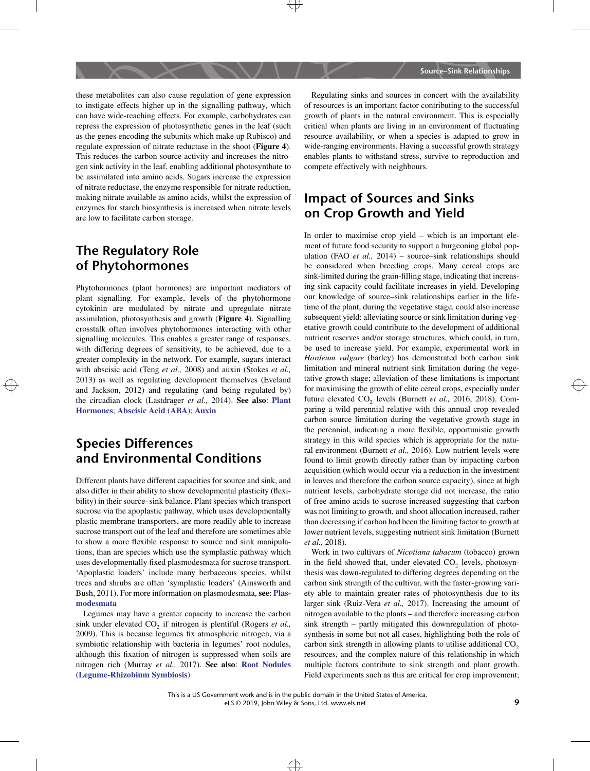these metabolites can also cause regulation of gene expression to instigate effects higher up in the signalling pathway, which can have wide-reaching effects. For example, carbohydrates can repress the expression of photosynthetic genes in the leaf (such as the genes encoding the subunits which make up Rubisco) and regulate expression of nitrate reductase in the shoot (**Figure 4**). This reduces the carbon source activity and increases the nitrogen sink activity in the leaf, enabling additional photosynthate to be assimilated into amino acids. Sugars increase the expression of nitrate reductase, the enzyme responsible for nitrate reduction, making nitrate available as amino acids, whilst the expression of enzymes for starch biosynthesis is increased when nitrate levels are low to facilitate carbon storage.

## The Regulatory Role of Phytohormones

Phytohormones (plant hormones) are important mediators of plant signalling. For example, levels of the phytohormone cytokinin are modulated by nitrate and upregulate nitrate assimilation, photosynthesis and growth (**Figure 4**). Signalling crosstalk often involves phytohormones interacting with other signalling molecules. This enables a greater range of responses, with differing degrees of sensitivity, to be achieved, due to a greater complexity in the network. For example, sugars interact with abscisic acid (Teng *et al.,* 2008) and auxin (Stokes *et al.,* 2013) as well as regulating development themselves (Eveland and Jackson, 2012) and regulating (and being regulated by) the circadian clock (Lastdrager *et al.,* 2014). **See also**: **Plant Hormones**; **Abscisic Acid (ABA)**; **Auxin**

## Species Differences and Environmental Conditions

Different plants have different capacities for source and sink, and also differ in their ability to show developmental plasticity (flexibility) in their source–sink balance. Plant species which transport sucrose via the apoplastic pathway, which uses developmentally plastic membrane transporters, are more readily able to increase sucrose transport out of the leaf and therefore are sometimes able to show a more flexible response to source and sink manipulations, than are species which use the symplastic pathway which uses developmentally fixed plasmodesmata for sucrose transport. 'Apoplastic loaders' include many herbaceous species, whilst trees and shrubs are often 'symplastic loaders' (Ainsworth and Bush, 2011). For more information on plasmodesmata, **see**: **Plasmodesmata**

Legumes may have a greater capacity to increase the carbon sink under elevated $CO_2$ if nitrogen is plentiful (Rogers *et al.,* 2009). This is because legumes fix atmospheric nitrogen, via a symbiotic relationship with bacteria in legumes' root nodules, although this fixation of nitrogen is suppressed when soils are nitrogen rich (Murray *et al.,* 2017). **See also**: **Root Nodules (Legume-Rhizobium Symbiosis)**

Regulating sinks and sources in concert with the availability of resources is an important factor contributing to the successful growth of plants in the natural environment. This is especially critical when plants are living in an environment of fluctuating resource availability, or when a species is adapted to grow in wide-ranging environments. Having a successful growth strategy enables plants to withstand stress, survive to reproduction and compete effectively with neighbours.

## Impact of Sources and Sinks on Crop Growth and Yield

In order to maximise crop yield – which is an important element of future food security to support a burgeoning global population (FAO *et al.,* 2014) – source–sink relationships should be considered when breeding crops. Many cereal crops are sink-limited during the grain-filling stage, indicating that increasing sink capacity could facilitate increases in yield. Developing our knowledge of source–sink relationships earlier in the lifetime of the plant, during the vegetative stage, could also increase subsequent yield: alleviating source or sink limitation during vegetative growth could contribute to the development of additional nutrient reserves and/or storage structures, which could, in turn, be used to increase yield. For example, experimental work in *Hordeum vulgare* (barley) has demonstrated both carbon sink limitation and mineral nutrient sink limitation during the vegetative growth stage; alleviation of these limitations is important for maximising the growth of elite cereal crops, especially under future elevated $CO_2$ levels (Burnett *et al.,* 2016, 2018). Comparing a wild perennial relative with this annual crop revealed carbon source limitation during the vegetative growth stage in the perennial, indicating a more flexible, opportunistic growth strategy in this wild species which is appropriate for the natural environment (Burnett *et al.,* 2016). Low nutrient levels were found to limit growth directly rather than by impacting carbon acquisition (which would occur via a reduction in the investment in leaves and therefore the carbon source capacity), since at high nutrient levels, carbohydrate storage did not increase, the ratio of free amino acids to sucrose increased suggesting that carbon was not limiting to growth, and shoot allocation increased, rather than decreasing if carbon had been the limiting factor to growth at lower nutrient levels, suggesting nutrient sink limitation (Burnett *et al.,* 2018).

Work in two cultivars of *Nicotiana tabacum* (tobacco) grown in the field showed that, under elevated $CO_2$ levels, photosynthesis was down-regulated to differing degrees depending on the carbon sink strength of the cultivar, with the faster-growing variety able to maintain greater rates of photosynthesis due to its larger sink (Ruiz-Vera *et al.,* 2017). Increasing the amount of nitrogen available to the plants – and therefore increasing carbon sink strength – partly mitigated this downregulation of photosynthesis in some but not all cases, highlighting both the role of carbon sink strength in allowing plants to utilise additional $CO_2$ resources, and the complex nature of this relationship in which multiple factors contribute to sink strength and plant growth. Field experiments such as this are critical for crop improvement;

This is a US Government work and is in the public domain in the United States of America.
eLS © 2019, John Wiley & Sons, Ltd. www.els.net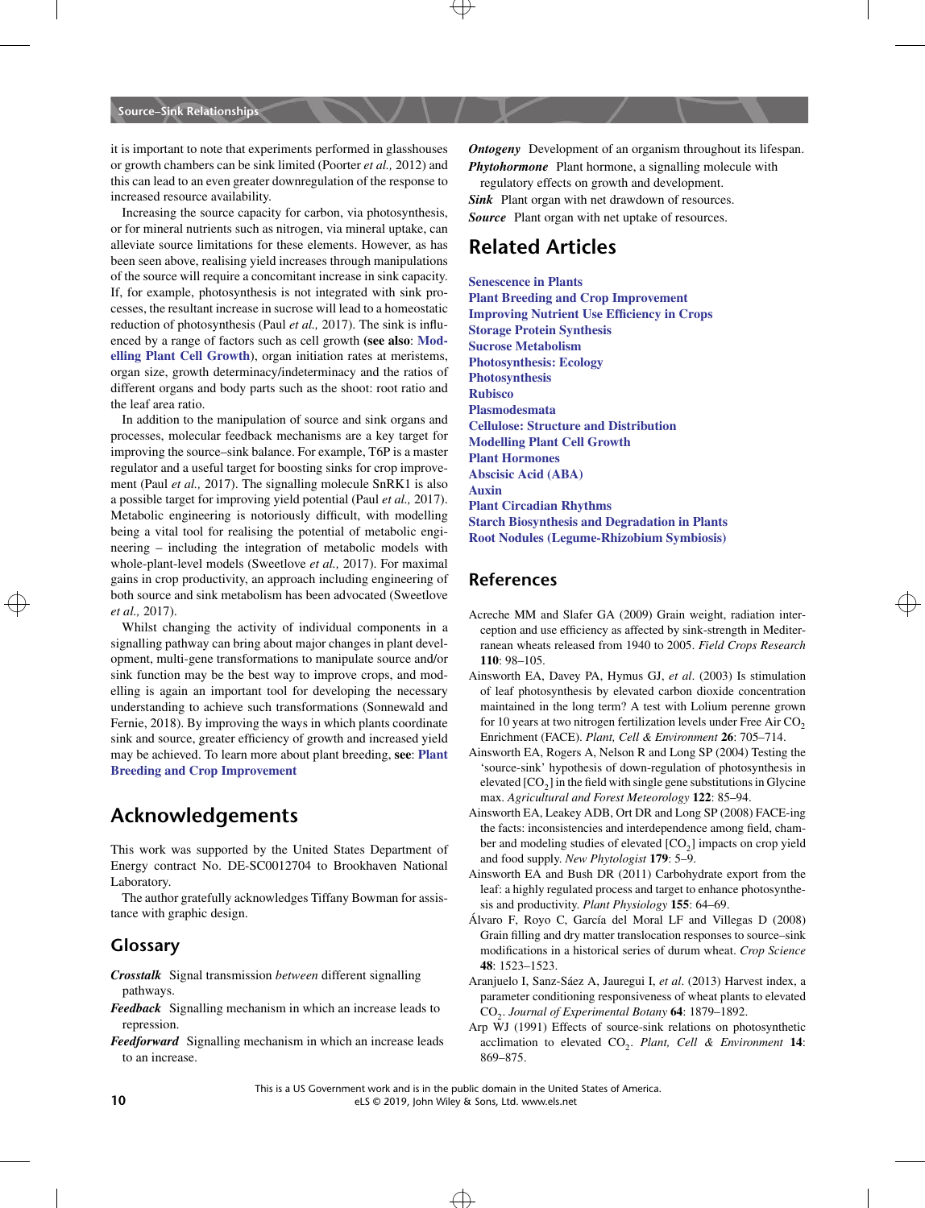it is important to note that experiments performed in glasshouses or growth chambers can be sink limited (Poorter *et al.,* 2012) and this can lead to an even greater downregulation of the response to increased resource availability.

Increasing the source capacity for carbon, via photosynthesis, or for mineral nutrients such as nitrogen, via mineral uptake, can alleviate source limitations for these elements. However, as has been seen above, realising yield increases through manipulations of the source will require a concomitant increase in sink capacity. If, for example, photosynthesis is not integrated with sink processes, the resultant increase in sucrose will lead to a homeostatic reduction of photosynthesis (Paul *et al.,* 2017). The sink is influenced by a range of factors such as cell growth (**see also**: **Modelling Plant Cell Growth**), organ initiation rates at meristems, organ size, growth determinacy/indeterminacy and the ratios of different organs and body parts such as the shoot: root ratio and the leaf area ratio.

In addition to the manipulation of source and sink organs and processes, molecular feedback mechanisms are a key target for improving the source–sink balance. For example, T6P is a master regulator and a useful target for boosting sinks for crop improvement (Paul *et al.,* 2017). The signalling molecule SnRK1 is also a possible target for improving yield potential (Paul *et al.,* 2017). Metabolic engineering is notoriously difficult, with modelling being a vital tool for realising the potential of metabolic engineering – including the integration of metabolic models with whole-plant-level models (Sweetlove *et al.,* 2017). For maximal gains in crop productivity, an approach including engineering of both source and sink metabolism has been advocated (Sweetlove *et al.,* 2017).

Whilst changing the activity of individual components in a signalling pathway can bring about major changes in plant development, multi-gene transformations to manipulate source and/or sink function may be the best way to improve crops, and modelling is again an important tool for developing the necessary understanding to achieve such transformations (Sonnewald and Fernie, 2018). By improving the ways in which plants coordinate sink and source, greater efficiency of growth and increased yield may be achieved. To learn more about plant breeding, **see**: **Plant Breeding and Crop Improvement**

## Acknowledgements

This work was supported by the United States Department of Energy contract No. DE-SC0012704 to Brookhaven National Laboratory.

The author gratefully acknowledges Tiffany Bowman for assistance with graphic design.

## Glossary

***Crosstalk*** Signal transmission *between* different signalling pathways.

***Feedback*** Signalling mechanism in which an increase leads to repression.

***Feedforward*** Signalling mechanism in which an increase leads to an increase.

***Ontogeny*** Development of an organism throughout its lifespan.

***Phytohormone*** Plant hormone, a signalling molecule with regulatory effects on growth and development.

***Sink*** Plant organ with net drawdown of resources.

***Source*** Plant organ with net uptake of resources.

## Related Articles

**Senescence in Plants**
**Plant Breeding and Crop Improvement**
**Improving Nutrient Use Efficiency in Crops**
**Storage Protein Synthesis**
**Sucrose Metabolism**
**Photosynthesis: Ecology**
**Photosynthesis**
**Rubisco**
**Plasmodesmata**
**Cellulose: Structure and Distribution**
**Modelling Plant Cell Growth**
**Plant Hormones**
**Abscisic Acid (ABA)**
**Auxin**
**Plant Circadian Rhythms**
**Starch Biosynthesis and Degradation in Plants**
**Root Nodules (Legume-Rhizobium Symbiosis)**

## References

Acreche MM and Slafer GA (2009) Grain weight, radiation interception and use efficiency as affected by sink-strength in Mediterranean wheats released from 1940 to 2005. *Field Crops Research* **110**: 98–105.

Ainsworth EA, Davey PA, Hymus GJ, *et al*. (2003) Is stimulation of leaf photosynthesis by elevated carbon dioxide concentration maintained in the long term? A test with Lolium perenne grown for 10 years at two nitrogen fertilization levels under Free Air $CO_2$ Enrichment (FACE). *Plant, Cell & Environment* **26**: 705–714.

Ainsworth EA, Rogers A, Nelson R and Long SP (2004) Testing the 'source-sink' hypothesis of down-regulation of photosynthesis in elevated [$CO_2$] in the field with single gene substitutions in Glycine max. *Agricultural and Forest Meteorology* **122**: 85–94.

Ainsworth EA, Leakey ADB, Ort DR and Long SP (2008) FACE-ing the facts: inconsistencies and interdependence among field, chamber and modeling studies of elevated [$CO_2$] impacts on crop yield and food supply. *New Phytologist* **179**: 5–9.

Ainsworth EA and Bush DR (2011) Carbohydrate export from the leaf: a highly regulated process and target to enhance photosynthesis and productivity. *Plant Physiology* **155**: 64–69.

Álvaro F, Royo C, García del Moral LF and Villegas D (2008) Grain filling and dry matter translocation responses to source–sink modifications in a historical series of durum wheat. *Crop Science* **48**: 1523–1523.

Aranjuelo I, Sanz-Sáez A, Jauregui I, *et al*. (2013) Harvest index, a parameter conditioning responsiveness of wheat plants to elevated $CO_2$. *Journal of Experimental Botany* **64**: 1879–1892.

Arp WJ (1991) Effects of source-sink relations on photosynthetic acclimation to elevated $CO_2$. *Plant, Cell & Environment* **14**: 869–875.

This is a US Government work and is in the public domain in the United States of America.
eLS © 2019, John Wiley & Sons, Ltd. www.els.net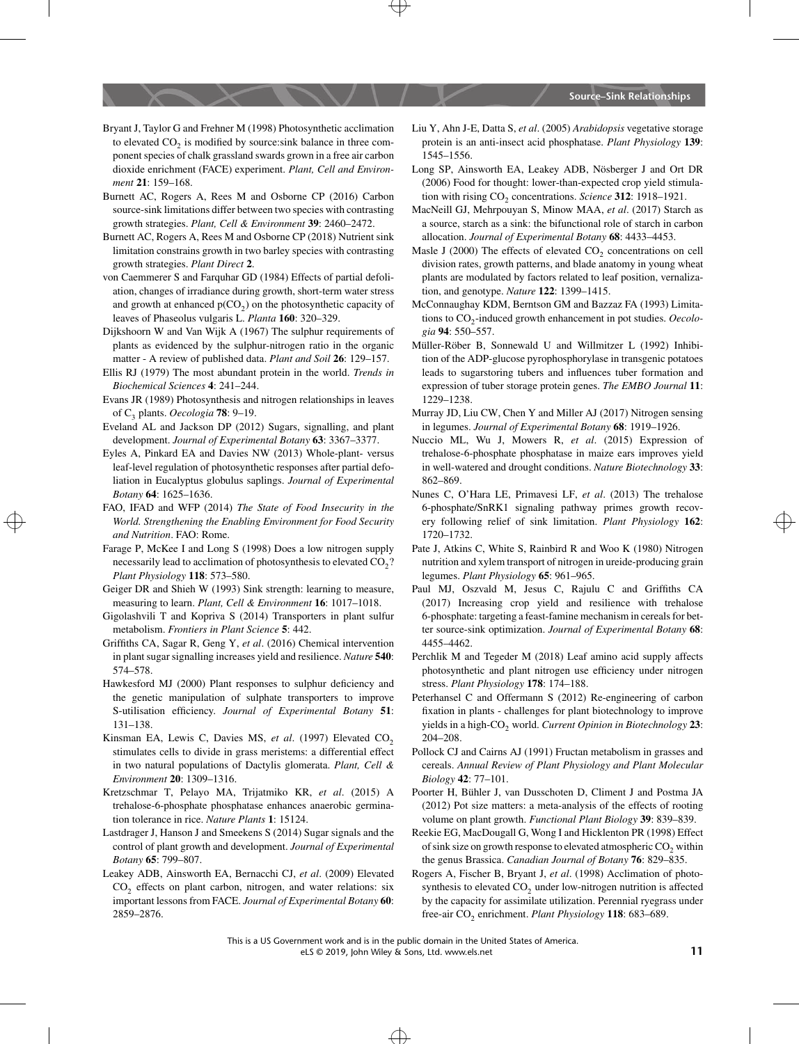Bryant J, Taylor G and Frehner M (1998) Photosynthetic acclimation to elevated $CO_2$ is modified by source:sink balance in three component species of chalk grassland swards grown in a free air carbon dioxide enrichment (FACE) experiment. *Plant, Cell and Environment* **21**: 159–168.

Burnett AC, Rogers A, Rees M and Osborne CP (2016) Carbon source-sink limitations differ between two species with contrasting growth strategies. *Plant, Cell & Environment* **39**: 2460–2472.

Burnett AC, Rogers A, Rees M and Osborne CP (2018) Nutrient sink limitation constrains growth in two barley species with contrasting growth strategies. *Plant Direct* **2**.

von Caemmerer S and Farquhar GD (1984) Effects of partial defoliation, changes of irradiance during growth, short-term water stress and growth at enhanced $p(CO_2)$ on the photosynthetic capacity of leaves of Phaseolus vulgaris L. *Planta* **160**: 320–329.

Dijkshoorn W and Van Wijk A (1967) The sulphur requirements of plants as evidenced by the sulphur-nitrogen ratio in the organic matter - A review of published data. *Plant and Soil* **26**: 129–157.

Ellis RJ (1979) The most abundant protein in the world. *Trends in Biochemical Sciences* **4**: 241–244.

Evans JR (1989) Photosynthesis and nitrogen relationships in leaves of $C_3$ plants. *Oecologia* **78**: 9–19.

Eveland AL and Jackson DP (2012) Sugars, signalling, and plant development. *Journal of Experimental Botany* **63**: 3367–3377.

Eyles A, Pinkard EA and Davies NW (2013) Whole-plant- versus leaf-level regulation of photosynthetic responses after partial defoliation in Eucalyptus globulus saplings. *Journal of Experimental Botany* **64**: 1625–1636.

FAO, IFAD and WFP (2014) *The State of Food Insecurity in the World. Strengthening the Enabling Environment for Food Security and Nutrition*. FAO: Rome.

Farage P, McKee I and Long S (1998) Does a low nitrogen supply necessarily lead to acclimation of photosynthesis to elevated $CO_2$? *Plant Physiology* **118**: 573–580.

Geiger DR and Shieh W (1993) Sink strength: learning to measure, measuring to learn. *Plant, Cell & Environment* **16**: 1017–1018.

Gigolashvili T and Kopriva S (2014) Transporters in plant sulfur metabolism. *Frontiers in Plant Science* **5**: 442.

Griffiths CA, Sagar R, Geng Y, *et al*. (2016) Chemical intervention in plant sugar signalling increases yield and resilience. *Nature* **540**: 574–578.

Hawkesford MJ (2000) Plant responses to sulphur deficiency and the genetic manipulation of sulphate transporters to improve S-utilisation efficiency. *Journal of Experimental Botany* **51**: 131–138.

Kinsman EA, Lewis C, Davies MS, *et al*. (1997) Elevated $CO_2$ stimulates cells to divide in grass meristems: a differential effect in two natural populations of Dactylis glomerata. *Plant, Cell & Environment* **20**: 1309–1316.

Kretzschmar T, Pelayo MA, Trijatmiko KR, *et al*. (2015) A trehalose-6-phosphate phosphatase enhances anaerobic germination tolerance in rice. *Nature Plants* **1**: 15124.

Lastdrager J, Hanson J and Smeekens S (2014) Sugar signals and the control of plant growth and development. *Journal of Experimental Botany* **65**: 799–807.

Leakey ADB, Ainsworth EA, Bernacchi CJ, *et al*. (2009) Elevated $CO_2$ effects on plant carbon, nitrogen, and water relations: six important lessons from FACE. *Journal of Experimental Botany* **60**: 2859–2876.

Liu Y, Ahn J-E, Datta S, *et al*. (2005) *Arabidopsis* vegetative storage protein is an anti-insect acid phosphatase. *Plant Physiology* **139**: 1545–1556.

Long SP, Ainsworth EA, Leakey ADB, Nösberger J and Ort DR (2006) Food for thought: lower-than-expected crop yield stimulation with rising $CO_2$ concentrations. *Science* **312**: 1918–1921.

MacNeill GJ, Mehrpouyan S, Minow MAA, *et al*. (2017) Starch as a source, starch as a sink: the bifunctional role of starch in carbon allocation. *Journal of Experimental Botany* **68**: 4433–4453.

Masle J (2000) The effects of elevated $CO_2$ concentrations on cell division rates, growth patterns, and blade anatomy in young wheat plants are modulated by factors related to leaf position, vernalization, and genotype. *Nature* **122**: 1399–1415.

McConnaughay KDM, Berntson GM and Bazzaz FA (1993) Limitations to $CO_2$-induced growth enhancement in pot studies. *Oecologia* **94**: 550–557.

Müller-Röber B, Sonnewald U and Willmitzer L (1992) Inhibition of the ADP-glucose pyrophosphorylase in transgenic potatoes leads to sugarstoring tubers and influences tuber formation and expression of tuber storage protein genes. *The EMBO Journal* **11**: 1229–1238.

Murray JD, Liu CW, Chen Y and Miller AJ (2017) Nitrogen sensing in legumes. *Journal of Experimental Botany* **68**: 1919–1926.

Nuccio ML, Wu J, Mowers R, *et al*. (2015) Expression of trehalose-6-phosphate phosphatase in maize ears improves yield in well-watered and drought conditions. *Nature Biotechnology* **33**: 862–869.

Nunes C, O'Hara LE, Primavesi LF, *et al*. (2013) The trehalose 6-phosphate/SnRK1 signaling pathway primes growth recovery following relief of sink limitation. *Plant Physiology* **162**: 1720–1732.

Pate J, Atkins C, White S, Rainbird R and Woo K (1980) Nitrogen nutrition and xylem transport of nitrogen in ureide-producing grain legumes. *Plant Physiology* **65**: 961–965.

Paul MJ, Oszvald M, Jesus C, Rajulu C and Griffiths CA (2017) Increasing crop yield and resilience with trehalose 6-phosphate: targeting a feast-famine mechanism in cereals for better source-sink optimization. *Journal of Experimental Botany* **68**: 4455–4462.

Perchlik M and Tegeder M (2018) Leaf amino acid supply affects photosynthetic and plant nitrogen use efficiency under nitrogen stress. *Plant Physiology* **178**: 174–188.

Peterhansel C and Offermann S (2012) Re-engineering of carbon fixation in plants - challenges for plant biotechnology to improve yields in a high-$CO_2$ world. *Current Opinion in Biotechnology* **23**: 204–208.

Pollock CJ and Cairns AJ (1991) Fructan metabolism in grasses and cereals. *Annual Review of Plant Physiology and Plant Molecular Biology* **42**: 77–101.

Poorter H, Bühler J, van Dusschoten D, Climent J and Postma JA (2012) Pot size matters: a meta-analysis of the effects of rooting volume on plant growth. *Functional Plant Biology* **39**: 839–839.

Reekie EG, MacDougall G, Wong I and Hicklenton PR (1998) Effect of sink size on growth response to elevated atmospheric $CO_2$ within the genus Brassica. *Canadian Journal of Botany* **76**: 829–835.

Rogers A, Fischer B, Bryant J, *et al*. (1998) Acclimation of photosynthesis to elevated $CO_2$ under low-nitrogen nutrition is affected by the capacity for assimilate utilization. Perennial ryegrass under free-air $CO_2$ enrichment. *Plant Physiology* **118**: 683–689.

This is a US Government work and is in the public domain in the United States of America.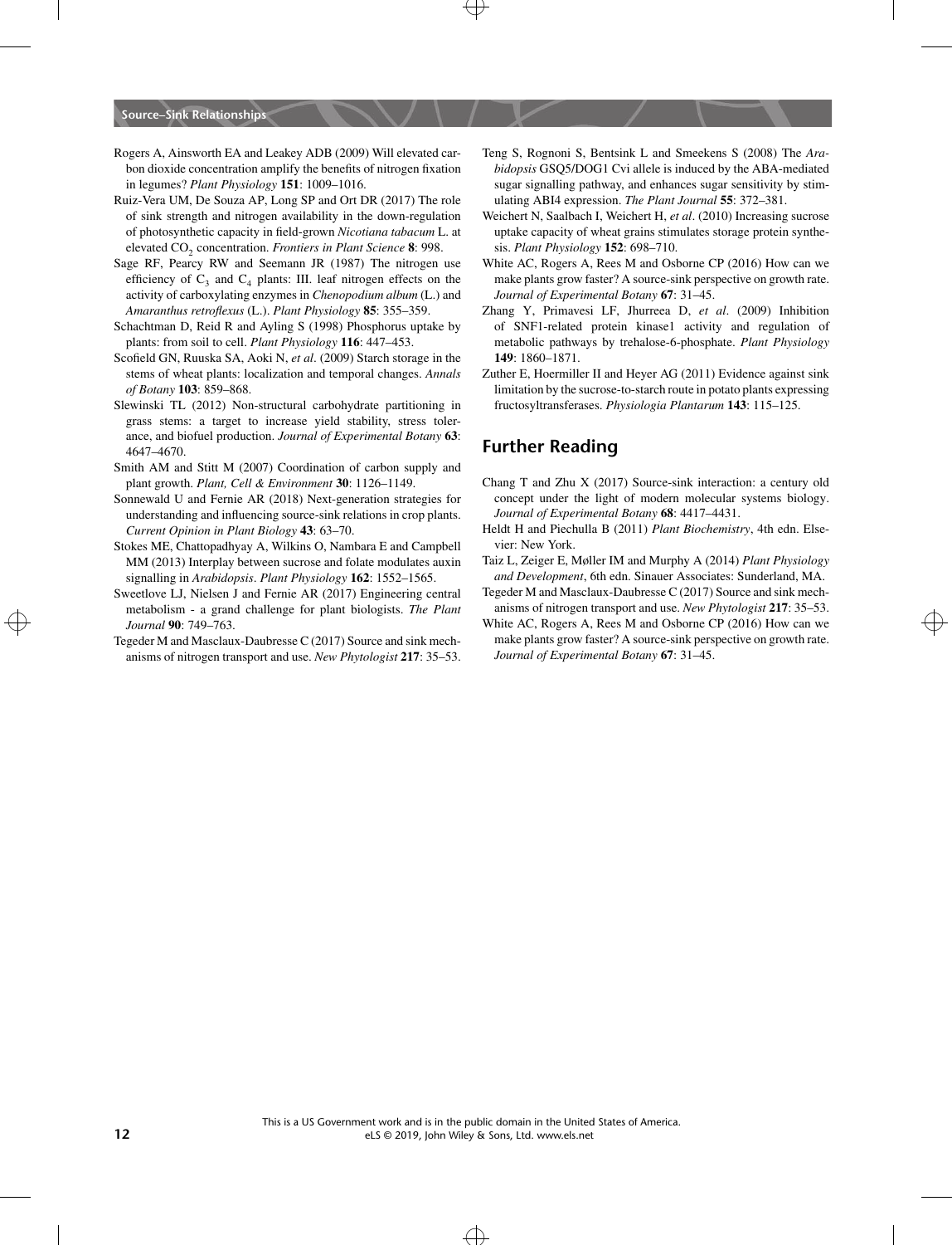Rogers A, Ainsworth EA and Leakey ADB (2009) Will elevated carbon dioxide concentration amplify the benefits of nitrogen fixation in legumes? *Plant Physiology* **151**: 1009–1016.

Ruiz-Vera UM, De Souza AP, Long SP and Ort DR (2017) The role of sink strength and nitrogen availability in the down-regulation of photosynthetic capacity in field-grown *Nicotiana tabacum* L. at elevated $CO_2$ concentration. *Frontiers in Plant Science* **8**: 998.

Sage RF, Pearcy RW and Seemann JR (1987) The nitrogen use efficiency of $C_3$ and $C_4$ plants: III. leaf nitrogen effects on the activity of carboxylating enzymes in *Chenopodium album* (L.) and *Amaranthus retroflexus* (L.). *Plant Physiology* **85**: 355–359.

Schachtman D, Reid R and Ayling S (1998) Phosphorus uptake by plants: from soil to cell. *Plant Physiology* **116**: 447–453.

Scofield GN, Ruuska SA, Aoki N, *et al*. (2009) Starch storage in the stems of wheat plants: localization and temporal changes. *Annals of Botany* **103**: 859–868.

Slewinski TL (2012) Non-structural carbohydrate partitioning in grass stems: a target to increase yield stability, stress tolerance, and biofuel production. *Journal of Experimental Botany* **63**: 4647–4670.

Smith AM and Stitt M (2007) Coordination of carbon supply and plant growth. *Plant, Cell & Environment* **30**: 1126–1149.

Sonnewald U and Fernie AR (2018) Next-generation strategies for understanding and influencing source-sink relations in crop plants. *Current Opinion in Plant Biology* **43**: 63–70.

Stokes ME, Chattopadhyay A, Wilkins O, Nambara E and Campbell MM (2013) Interplay between sucrose and folate modulates auxin signalling in *Arabidopsis*. *Plant Physiology* **162**: 1552–1565.

Sweetlove LJ, Nielsen J and Fernie AR (2017) Engineering central metabolism - a grand challenge for plant biologists. *The Plant Journal* **90**: 749–763.

Tegeder M and Masclaux-Daubresse C (2017) Source and sink mechanisms of nitrogen transport and use. *New Phytologist* **217**: 35–53.

Teng S, Rognoni S, Bentsink L and Smeekens S (2008) The *Arabidopsis* GSQ5/DOG1 Cvi allele is induced by the ABA-mediated sugar signalling pathway, and enhances sugar sensitivity by stimulating ABI4 expression. *The Plant Journal* **55**: 372–381.

Weichert N, Saalbach I, Weichert H, *et al*. (2010) Increasing sucrose uptake capacity of wheat grains stimulates storage protein synthesis. *Plant Physiology* **152**: 698–710.

White AC, Rogers A, Rees M and Osborne CP (2016) How can we make plants grow faster? A source-sink perspective on growth rate. *Journal of Experimental Botany* **67**: 31–45.

Zhang Y, Primavesi LF, Jhurreea D, *et al*. (2009) Inhibition of SNF1-related protein kinase1 activity and regulation of metabolic pathways by trehalose-6-phosphate. *Plant Physiology* **149**: 1860–1871.

Zuther E, Hoermiller II and Heyer AG (2011) Evidence against sink limitation by the sucrose-to-starch route in potato plants expressing fructosyltransferases. *Physiologia Plantarum* **143**: 115–125.

## Further Reading

Chang T and Zhu X (2017) Source-sink interaction: a century old concept under the light of modern molecular systems biology. *Journal of Experimental Botany* **68**: 4417–4431.

Heldt H and Piechulla B (2011) *Plant Biochemistry*, 4th edn. Elsevier: New York.

Taiz L, Zeiger E, Møller IM and Murphy A (2014) *Plant Physiology and Development*, 6th edn. Sinauer Associates: Sunderland, MA.

Tegeder M and Masclaux-Daubresse C (2017) Source and sink mechanisms of nitrogen transport and use. *New Phytologist* **217**: 35–53.

White AC, Rogers A, Rees M and Osborne CP (2016) How can we make plants grow faster? A source-sink perspective on growth rate. *Journal of Experimental Botany* **67**: 31–45.

This is a US Government work and is in the public domain in the United States of America.
eLS © 2019, John Wiley & Sons, Ltd. www.els.net